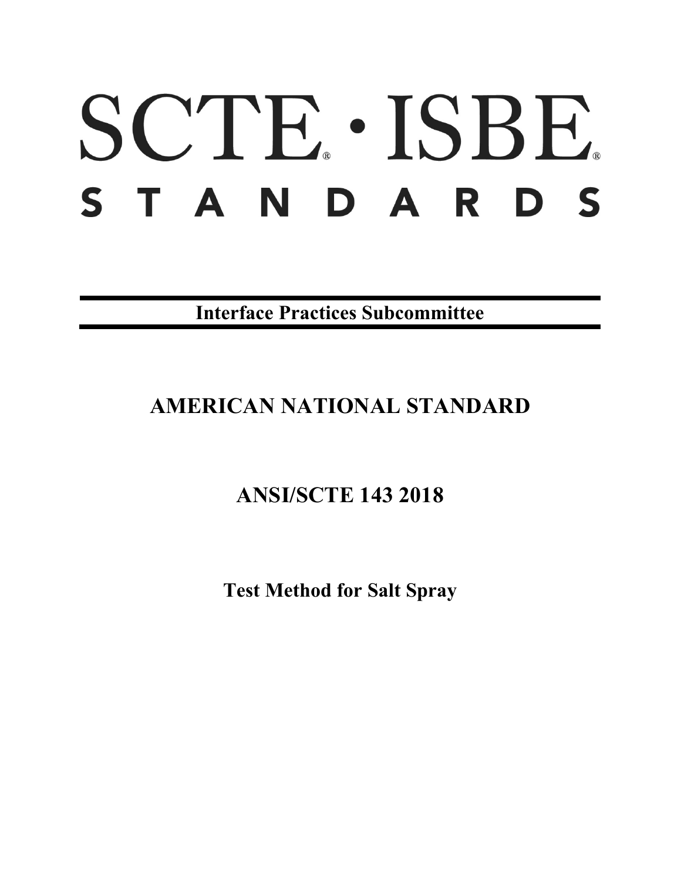# SCTE® · ISBE®

# STANDARDS

**Interface Practices Subcommittee**

## AMERICAN NATIONAL STANDARD

## ANSI/SCTE 143 2018

## Test Method for Salt Spray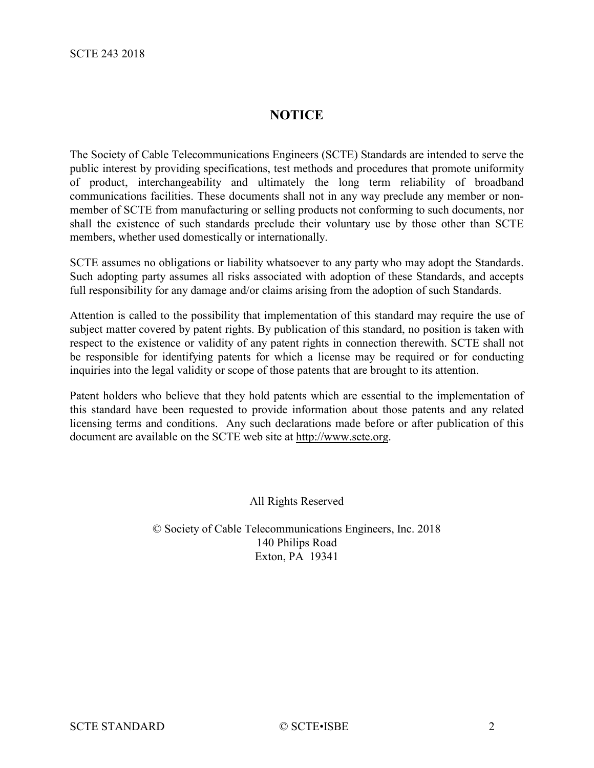## NOTICE

The Society of Cable Telecommunications Engineers (SCTE) Standards are intended to serve the public interest by providing specifications, test methods and procedures that promote uniformity of product, interchangeability and ultimately the long term reliability of broadband communications facilities. These documents shall not in any way preclude any member or non-member of SCTE from manufacturing or selling products not conforming to such documents, nor shall the existence of such standards preclude their voluntary use by those other than SCTE members, whether used domestically or internationally.

SCTE assumes no obligations or liability whatsoever to any party who may adopt the Standards. Such adopting party assumes all risks associated with adoption of these Standards, and accepts full responsibility for any damage and/or claims arising from the adoption of such Standards.

Attention is called to the possibility that implementation of this standard may require the use of subject matter covered by patent rights. By publication of this standard, no position is taken with respect to the existence or validity of any patent rights in connection therewith. SCTE shall not be responsible for identifying patents for which a license may be required or for conducting inquiries into the legal validity or scope of those patents that are brought to its attention.

Patent holders who believe that they hold patents which are essential to the implementation of this standard have been requested to provide information about those patents and any related licensing terms and conditions. Any such declarations made before or after publication of this document are available on the SCTE web site at http://www.scte.org.

All Rights Reserved

© Society of Cable Telecommunications Engineers, Inc. 2018
140 Philips Road
Exton, PA 19341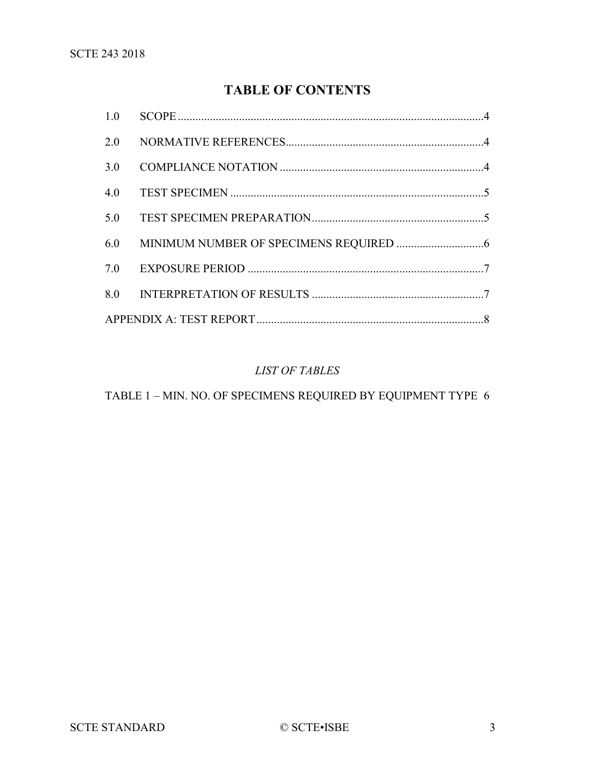# TABLE OF CONTENTS

| | | |
|---|---|---|
| 1.0 | SCOPE | 4 |
| 2.0 | NORMATIVE REFERENCES | 4 |
| 3.0 | COMPLIANCE NOTATION | 4 |
| 4.0 | TEST SPECIMEN | 5 |
| 5.0 | TEST SPECIMEN PREPARATION | 5 |
| 6.0 | MINIMUM NUMBER OF SPECIMENS REQUIRED | 6 |
| 7.0 | EXPOSURE PERIOD | 7 |
| 8.0 | INTERPRETATION OF RESULTS | 7 |
| APPENDIX A: TEST REPORT | | 8 |

*LIST OF TABLES*

TABLE 1 – MIN. NO. OF SPECIMENS REQUIRED BY EQUIPMENT TYPE 6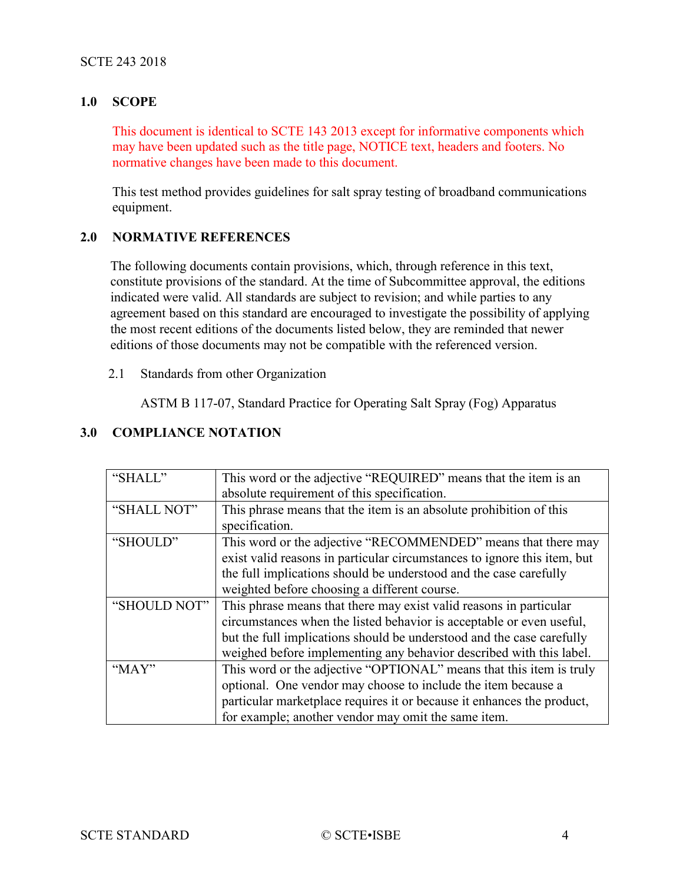## 1.0 SCOPE

This document is identical to SCTE 143 2013 except for informative components which may have been updated such as the title page, NOTICE text, headers and footers. No normative changes have been made to this document.

This test method provides guidelines for salt spray testing of broadband communications equipment.

## 2.0 NORMATIVE REFERENCES

The following documents contain provisions, which, through reference in this text, constitute provisions of the standard. At the time of Subcommittee approval, the editions indicated were valid. All standards are subject to revision; and while parties to any agreement based on this standard are encouraged to investigate the possibility of applying the most recent editions of the documents listed below, they are reminded that newer editions of those documents may not be compatible with the referenced version.

### 2.1 Standards from other Organization

ASTM B 117-07, Standard Practice for Operating Salt Spray (Fog) Apparatus

## 3.0 COMPLIANCE NOTATION

| | |
|---|---|
| "SHALL" | This word or the adjective "REQUIRED" means that the item is an absolute requirement of this specification. |
| "SHALL NOT" | This phrase means that the item is an absolute prohibition of this specification. |
| "SHOULD" | This word or the adjective "RECOMMENDED" means that there may exist valid reasons in particular circumstances to ignore this item, but the full implications should be understood and the case carefully weighted before choosing a different course. |
| "SHOULD NOT" | This phrase means that there may exist valid reasons in particular circumstances when the listed behavior is acceptable or even useful, but the full implications should be understood and the case carefully weighed before implementing any behavior described with this label. |
| "MAY" | This word or the adjective "OPTIONAL" means that this item is truly optional. One vendor may choose to include the item because a particular marketplace requires it or because it enhances the product, for example; another vendor may omit the same item. |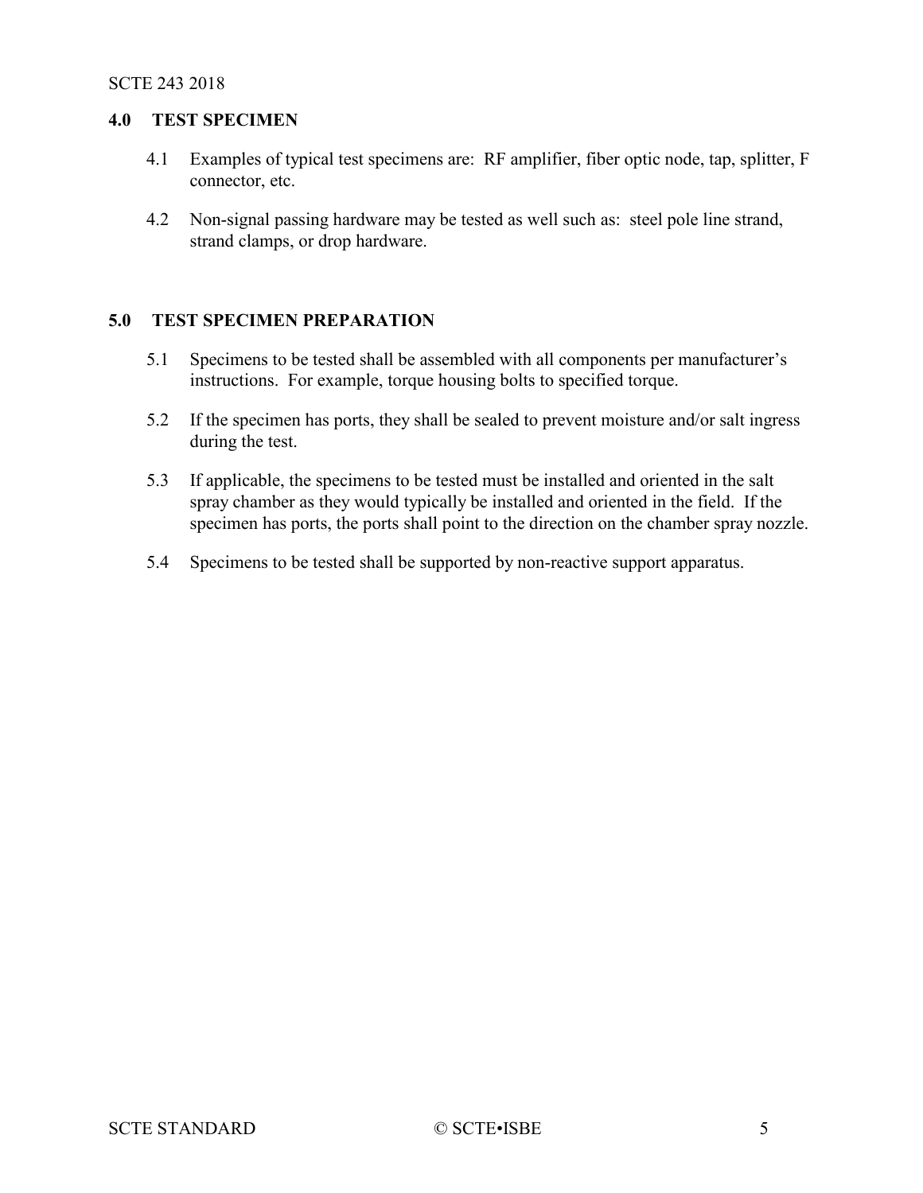## 4.0 TEST SPECIMEN

4.1 Examples of typical test specimens are: RF amplifier, fiber optic node, tap, splitter, F connector, etc.

4.2 Non-signal passing hardware may be tested as well such as: steel pole line strand, strand clamps, or drop hardware.

## 5.0 TEST SPECIMEN PREPARATION

5.1 Specimens to be tested shall be assembled with all components per manufacturer's instructions. For example, torque housing bolts to specified torque.

5.2 If the specimen has ports, they shall be sealed to prevent moisture and/or salt ingress during the test.

5.3 If applicable, the specimens to be tested must be installed and oriented in the salt spray chamber as they would typically be installed and oriented in the field. If the specimen has ports, the ports shall point to the direction on the chamber spray nozzle.

5.4 Specimens to be tested shall be supported by non-reactive support apparatus.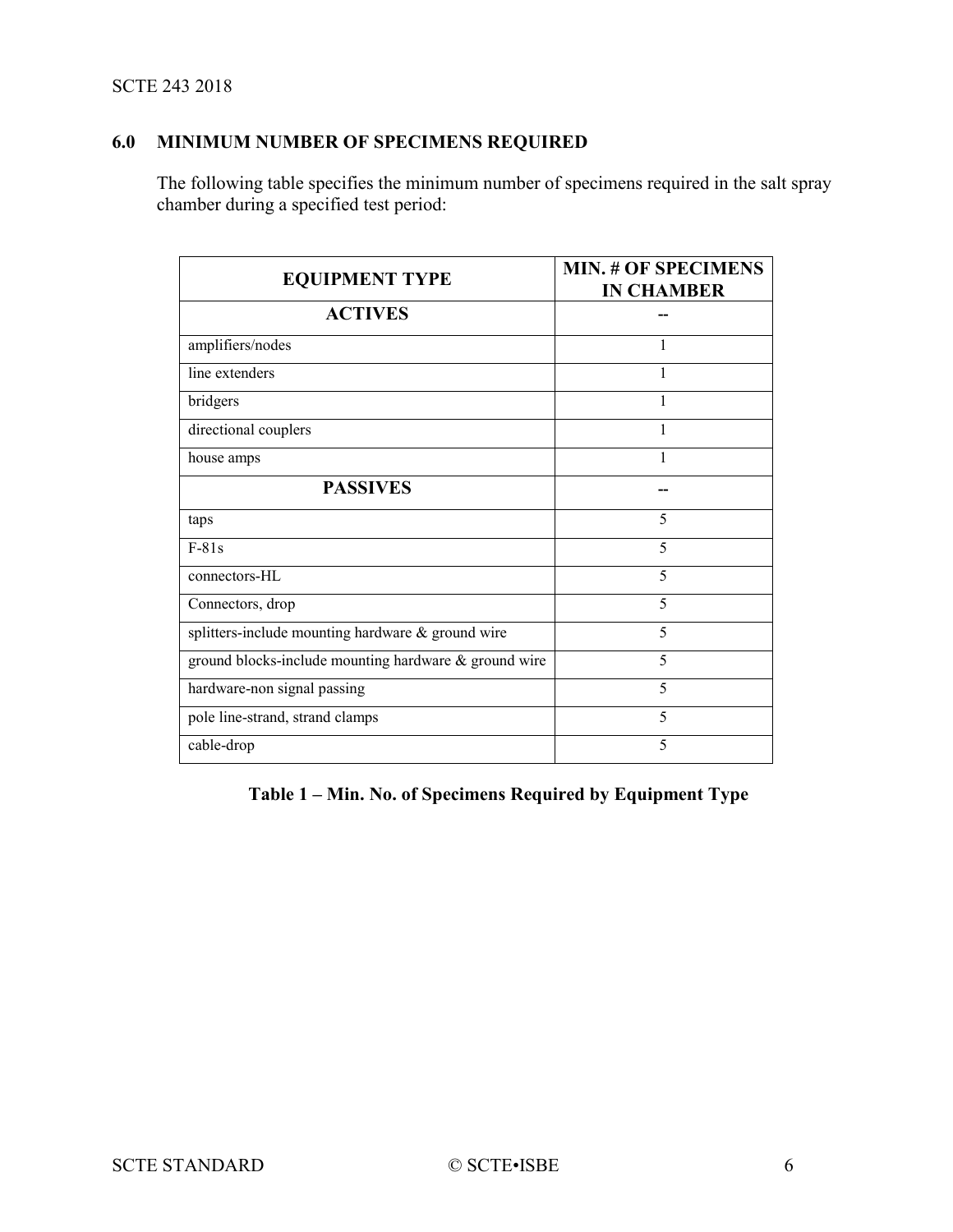## 6.0 MINIMUM NUMBER OF SPECIMENS REQUIRED

The following table specifies the minimum number of specimens required in the salt spray chamber during a specified test period:

| EQUIPMENT TYPE | MIN. # OF SPECIMENS IN CHAMBER |
|---|---|
| **ACTIVES** | -- |
| amplifiers/nodes | 1 |
| line extenders | 1 |
| bridgers | 1 |
| directional couplers | 1 |
| house amps | 1 |
| **PASSIVES** | -- |
| taps | 5 |
| F-81s | 5 |
| connectors-HL | 5 |
| Connectors, drop | 5 |
| splitters-include mounting hardware & ground wire | 5 |
| ground blocks-include mounting hardware & ground wire | 5 |
| hardware-non signal passing | 5 |
| pole line-strand, strand clamps | 5 |
| cable-drop | 5 |

**Table 1 – Min. No. of Specimens Required by Equipment Type**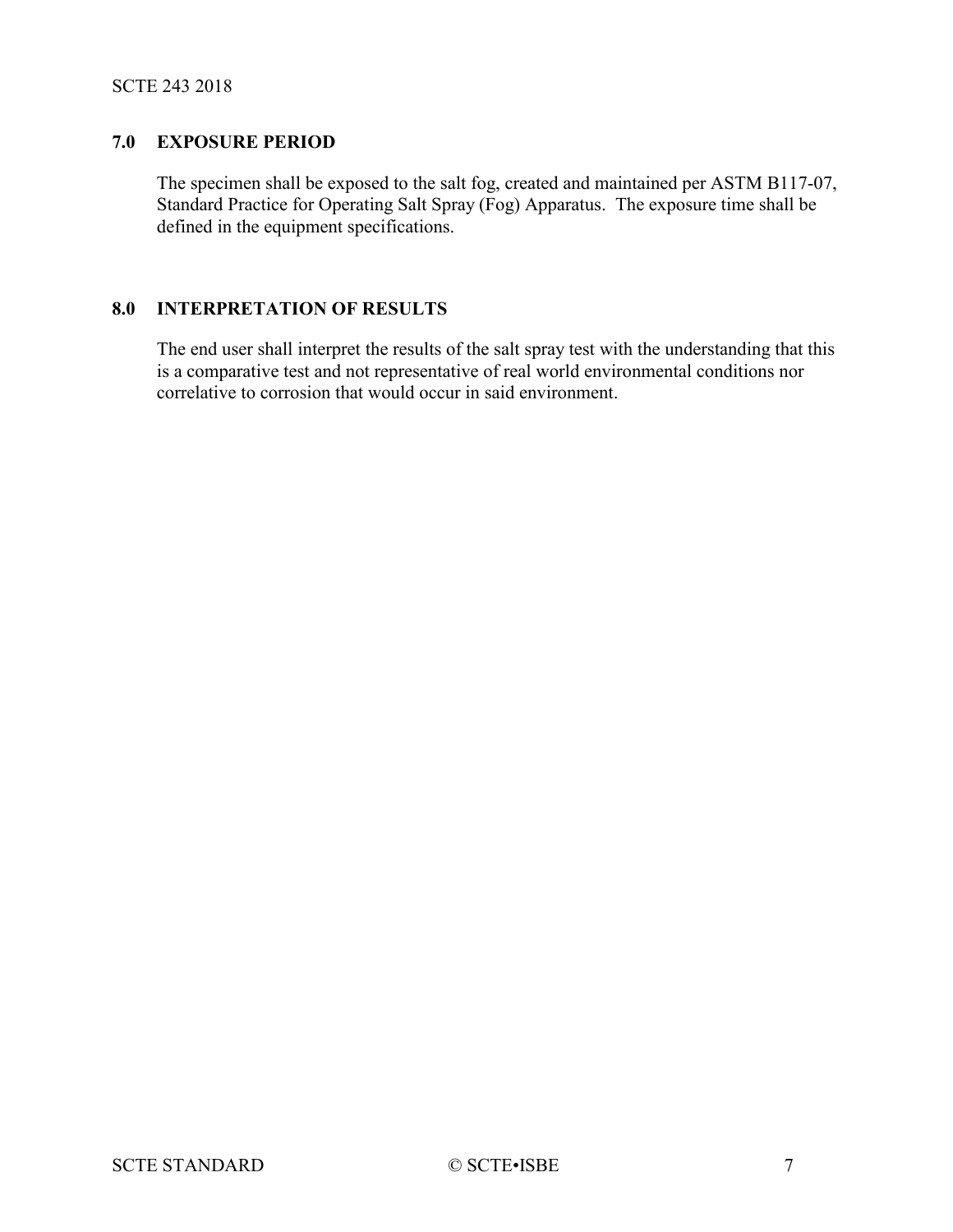## 7.0 EXPOSURE PERIOD

The specimen shall be exposed to the salt fog, created and maintained per ASTM B117-07, Standard Practice for Operating Salt Spray (Fog) Apparatus. The exposure time shall be defined in the equipment specifications.

## 8.0 INTERPRETATION OF RESULTS

The end user shall interpret the results of the salt spray test with the understanding that this is a comparative test and not representative of real world environmental conditions nor correlative to corrosion that would occur in said environment.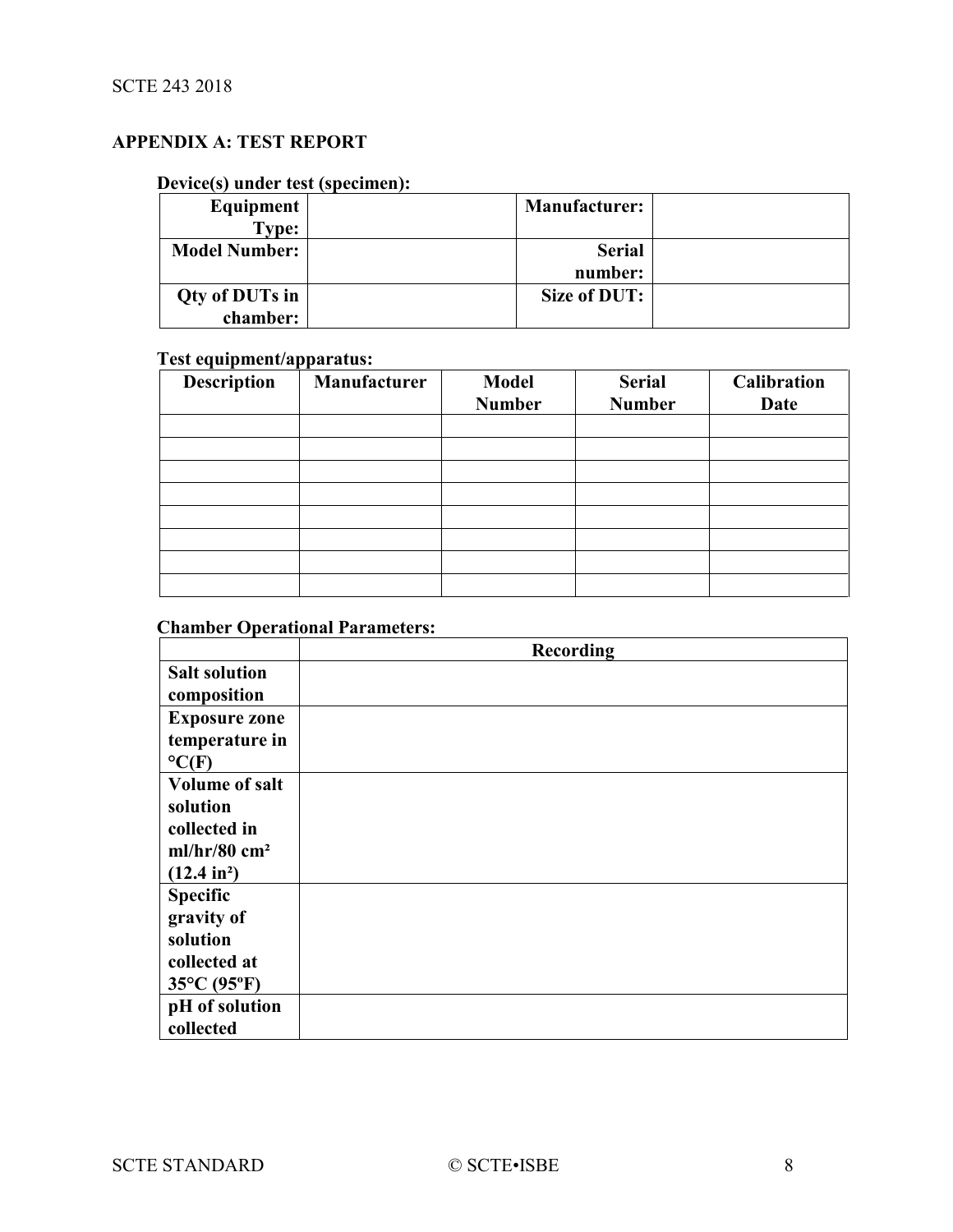## APPENDIX A: TEST REPORT

**Device(s) under test (specimen):**

| | | | |
|---|---|---|---|
| **Equipment Type:** | | **Manufacturer:** | |
| **Model Number:** | | **Serial number:** | |
| **Qty of DUTs in chamber:** | | **Size of DUT:** | |

**Test equipment/apparatus:**

| Description | Manufacturer | Model Number | Serial Number | Calibration Date |
|---|---|---|---|---|
| | | | | |
| | | | | |
| | | | | |
| | | | | |
| | | | | |
| | | | | |
| | | | | |
| | | | | |

**Chamber Operational Parameters:**

| | Recording |
|---|---|
| **Salt solution composition** | |
| **Exposure zone temperature in °C(F)** | |
| **Volume of salt solution collected in ml/hr/80 cm² (12.4 in²)** | |
| **Specific gravity of solution collected at 35°C (95ºF)** | |
| **pH of solution collected** | |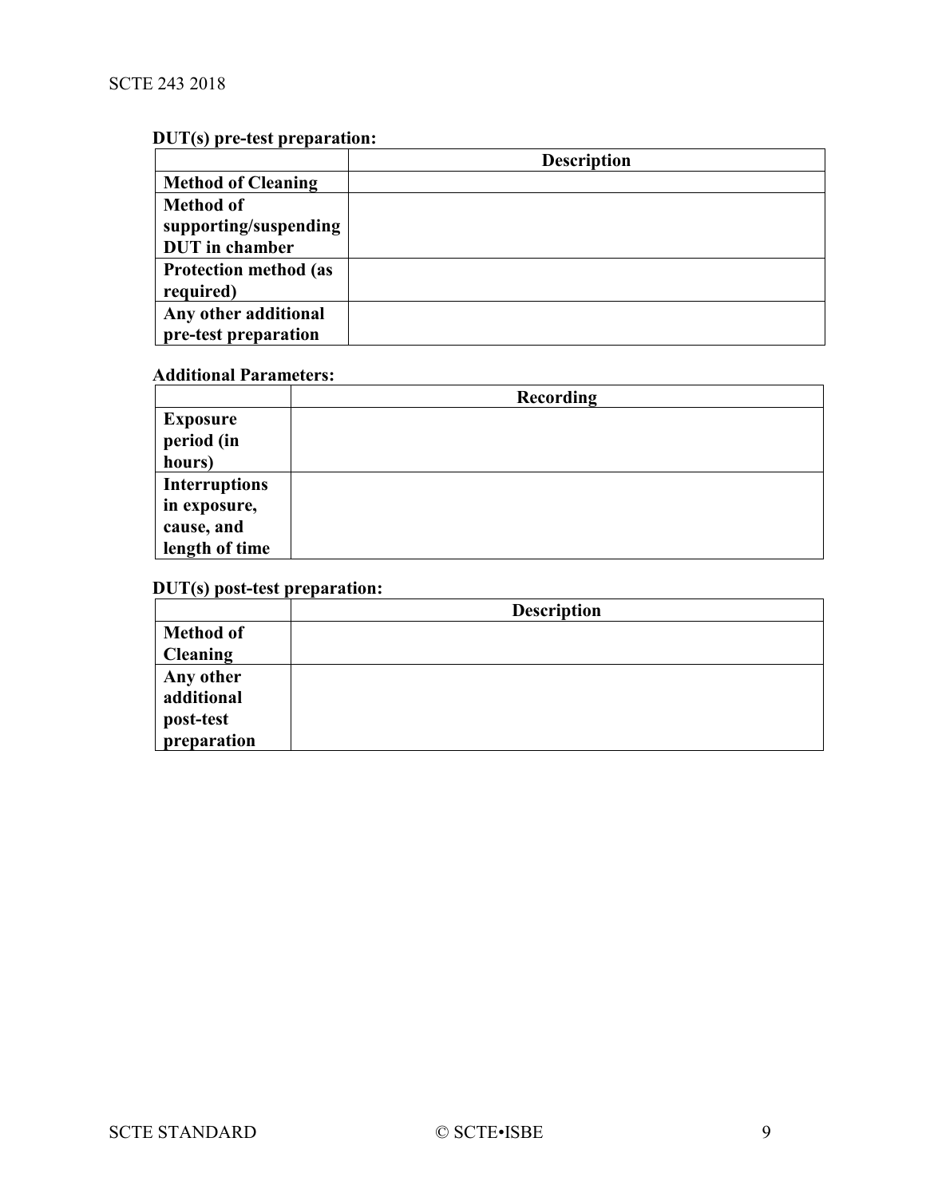**DUT(s) pre-test preparation:**

| | Description |
|---|---|
| **Method of Cleaning** | |
| **Method of supporting/suspending DUT in chamber** | |
| **Protection method (as required)** | |
| **Any other additional pre-test preparation** | |

**Additional Parameters:**

| | Recording |
|---|---|
| **Exposure period (in hours)** | |
| **Interruptions in exposure, cause, and length of time** | |

**DUT(s) post-test preparation:**

| | Description |
|---|---|
| **Method of Cleaning** | |
| **Any other additional post-test preparation** | |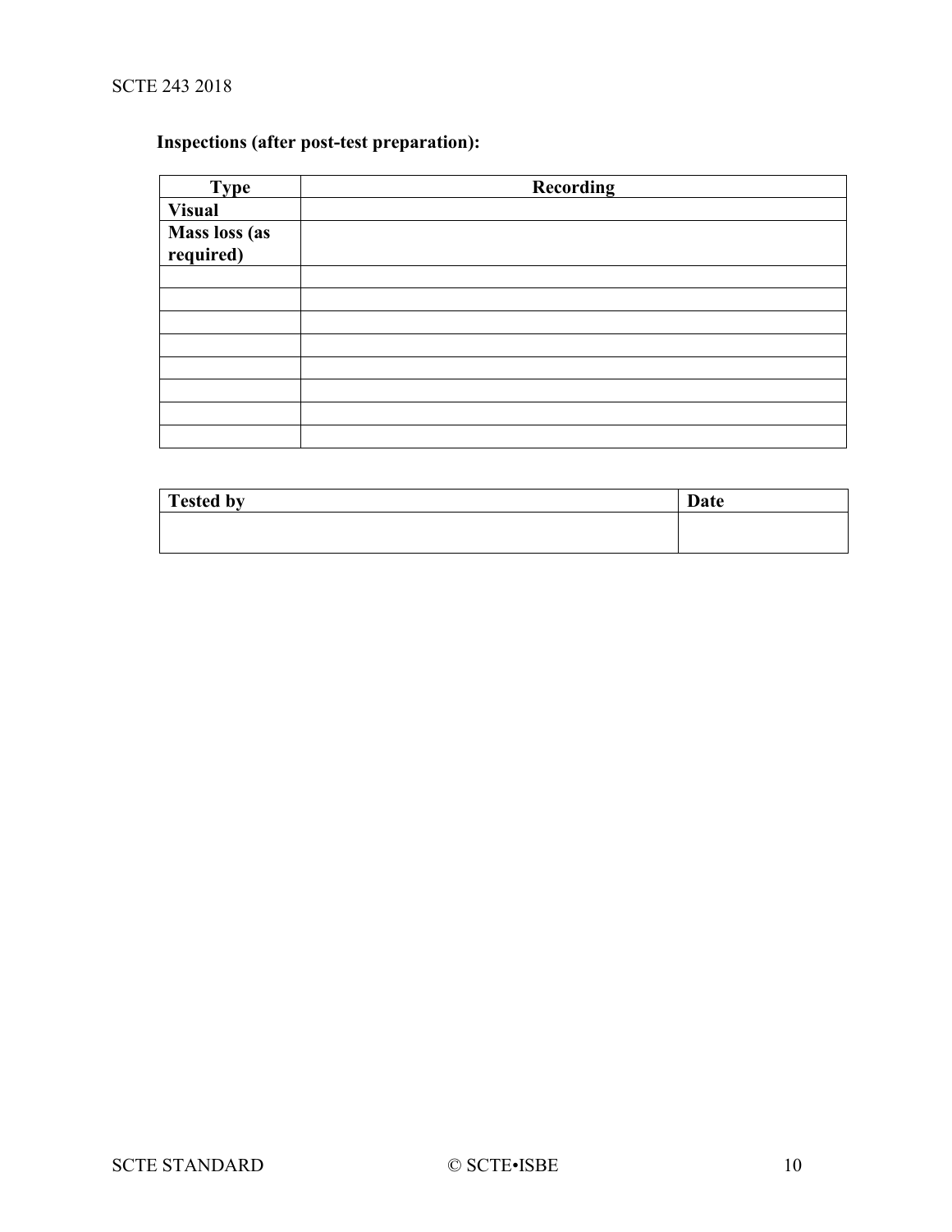**Inspections (after post-test preparation):**

| Type | Recording |
| --- | --- |
| **Visual** | |
| **Mass loss (as required)** | |
| | |
| | |
| | |
| | |
| | |
| | |
| | |
| | |

| Tested by | Date |
| --- | --- |
| | |